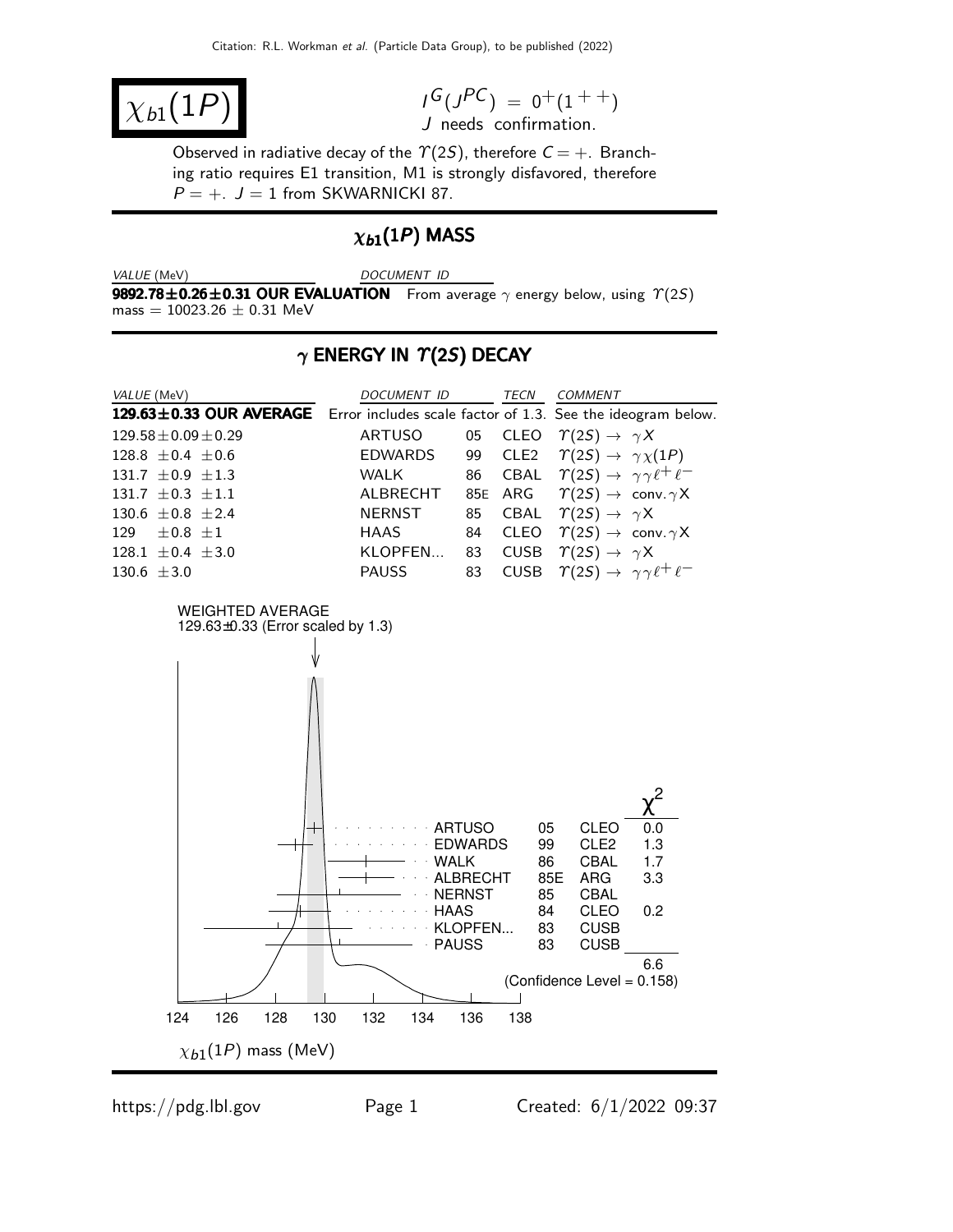# $\chi_{b1}(1P)$

$I^G(J^{PC}) = 0^+(1^{++})$
J needs confirmation.

Observed in radiative decay of the $\Upsilon(2S)$, therefore $C = +$. Branching ratio requires E1 transition, M1 is strongly disfavored, therefore $P = +$. $J = 1$ from SKWARNICKI 87.

## $\chi_{b1}(1P)$ MASS

| VALUE (MeV) | DOCUMENT ID |
|---|---|
| **9892.78±0.26±0.31 OUR EVALUATION** | From average $\gamma$ energy below, using $\Upsilon(2S)$ mass = 10023.26 ± 0.31 MeV |

## $\gamma$ ENERGY IN $\Upsilon(2S)$ DECAY

| VALUE (MeV) | DOCUMENT ID | | TECN | COMMENT |
|---|---|---|---|---|
| **129.63±0.33 OUR AVERAGE** | Error includes scale factor of 1.3. See the ideogram below. | | | |
| 129.58±0.09±0.29 | ARTUSO | 05 | CLEO | $\Upsilon(2S) \to \gamma X$ |
| 128.8 ±0.4 ±0.6 | EDWARDS | 99 | CLE2 | $\Upsilon(2S) \to \gamma \chi(1P)$ |
| 131.7 ±0.9 ±1.3 | WALK | 86 | CBAL | $\Upsilon(2S) \to \gamma\gamma\ell^+\ell^-$ |
| 131.7 ±0.3 ±1.1 | ALBRECHT | 85E | ARG | $\Upsilon(2S) \to$ conv.$\gamma X$ |
| 130.6 ±0.8 ±2.4 | NERNST | 85 | CBAL | $\Upsilon(2S) \to \gamma X$ |
| 129 ±0.8 ±1 | HAAS | 84 | CLEO | $\Upsilon(2S) \to$ conv.$\gamma X$ |
| 128.1 ±0.4 ±3.0 | KLOPFEN... | 83 | CUSB | $\Upsilon(2S) \to \gamma X$ |
| 130.6 ±3.0 | PAUSS | 83 | CUSB | $\Upsilon(2S) \to \gamma\gamma\ell^+\ell^-$ |

WEIGHTED AVERAGE
129.63±0.33 (Error scaled by 1.3)

| | | | $\chi^2$ |
|---|---|---|---|
| ARTUSO | 05 | CLEO | 0.0 |
| EDWARDS | 99 | CLE2 | 1.3 |
| WALK | 86 | CBAL | 1.7 |
| ALBRECHT | 85E | ARG | 3.3 |
| NERNST | 85 | CBAL | |
| HAAS | 84 | CLEO | 0.2 |
| KLOPFEN... | 83 | CUSB | |
| PAUSS | 83 | CUSB | |
| | | | 6.6 |

(Confidence Level = 0.158)

$\chi_{b1}(1P)$ mass (MeV)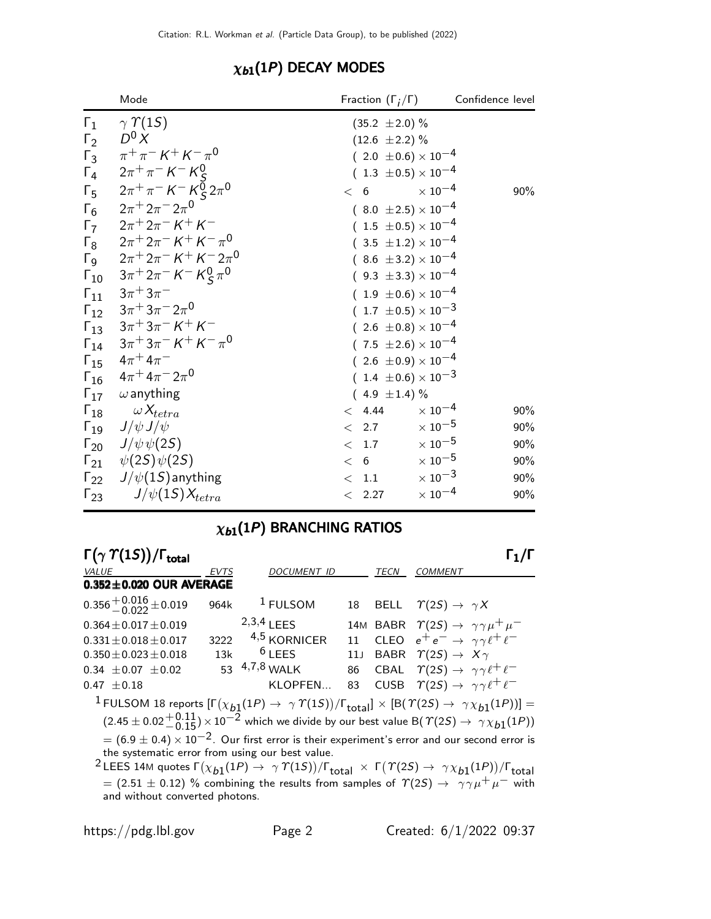## $\chi_{b1}(1P)$ DECAY MODES

| | Mode | Fraction ($\Gamma_i/\Gamma$) | Confidence level |
|---|---|---|---|
| $\Gamma_1$ | $\gamma\,\Upsilon(1S)$ | $(35.2\ \pm 2.0)$ % | |
| $\Gamma_2$ | $D^0 X$ | $(12.6\ \pm 2.2)$ % | |
| $\Gamma_3$ | $\pi^+\pi^- K^+ K^- \pi^0$ | $(\ 2.0\ \pm 0.6) \times 10^{-4}$ | |
| $\Gamma_4$ | $2\pi^+\pi^- K^- K^0_S$ | $(\ 1.3\ \pm 0.5) \times 10^{-4}$ | |
| $\Gamma_5$ | $2\pi^+\pi^- K^- K^0_S 2\pi^0$ | $<\ 6\ \times 10^{-4}$ | 90% |
| $\Gamma_6$ | $2\pi^+ 2\pi^- 2\pi^0$ | $(\ 8.0\ \pm 2.5) \times 10^{-4}$ | |
| $\Gamma_7$ | $2\pi^+ 2\pi^- K^+ K^-$ | $(\ 1.5\ \pm 0.5) \times 10^{-4}$ | |
| $\Gamma_8$ | $2\pi^+ 2\pi^- K^+ K^- \pi^0$ | $(\ 3.5\ \pm 1.2) \times 10^{-4}$ | |
| $\Gamma_9$ | $2\pi^+ 2\pi^- K^+ K^- 2\pi^0$ | $(\ 8.6\ \pm 3.2) \times 10^{-4}$ | |
| $\Gamma_{10}$ | $3\pi^+ 2\pi^- K^- K^0_S \pi^0$ | $(\ 9.3\ \pm 3.3) \times 10^{-4}$ | |
| $\Gamma_{11}$ | $3\pi^+ 3\pi^-$ | $(\ 1.9\ \pm 0.6) \times 10^{-4}$ | |
| $\Gamma_{12}$ | $3\pi^+ 3\pi^- 2\pi^0$ | $(\ 1.7\ \pm 0.5) \times 10^{-3}$ | |
| $\Gamma_{13}$ | $3\pi^+ 3\pi^- K^+ K^-$ | $(\ 2.6\ \pm 0.8) \times 10^{-4}$ | |
| $\Gamma_{14}$ | $3\pi^+ 3\pi^- K^+ K^- \pi^0$ | $(\ 7.5\ \pm 2.6) \times 10^{-4}$ | |
| $\Gamma_{15}$ | $4\pi^+ 4\pi^-$ | $(\ 2.6\ \pm 0.9) \times 10^{-4}$ | |
| $\Gamma_{16}$ | $4\pi^+ 4\pi^- 2\pi^0$ | $(\ 1.4\ \pm 0.6) \times 10^{-3}$ | |
| $\Gamma_{17}$ | $\omega$ anything | $(\ 4.9\ \pm 1.4)$ % | |
| $\Gamma_{18}$ | $\omega X_{tetra}$ | $<\ 4.44\ \times 10^{-4}$ | 90% |
| $\Gamma_{19}$ | $J/\psi J/\psi$ | $<\ 2.7\ \times 10^{-5}$ | 90% |
| $\Gamma_{20}$ | $J/\psi\,\psi(2S)$ | $<\ 1.7\ \times 10^{-5}$ | 90% |
| $\Gamma_{21}$ | $\psi(2S)\,\psi(2S)$ | $<\ 6\ \times 10^{-5}$ | 90% |
| $\Gamma_{22}$ | $J/\psi(1S)$ anything | $<\ 1.1\ \times 10^{-3}$ | 90% |
| $\Gamma_{23}$ | $J/\psi(1S) X_{tetra}$ | $<\ 2.27\ \times 10^{-4}$ | 90% |

## $\chi_{b1}(1P)$ BRANCHING RATIOS

### $\Gamma(\gamma\,\Upsilon(1S))/\Gamma_{\text{total}}$ — $\Gamma_1/\Gamma$

| VALUE | EVTS | DOCUMENT ID | | TECN | COMMENT |
|---|---|---|---|---|---|
| **0.352±0.020 OUR AVERAGE** | | | | | |
| $0.356^{+0.016}_{-0.022} \pm 0.019$ | 964k | [1] FULSOM | 18 | BELL | $\Upsilon(2S) \to \gamma X$ |
| $0.364 \pm 0.017 \pm 0.019$ | | [2,3,4] LEES | 14M | BABR | $\Upsilon(2S) \to \gamma\gamma\mu^+\mu^-$ |
| $0.331 \pm 0.018 \pm 0.017$ | 3222 | [4,5] KORNICER | 11 | CLEO | $e^+e^- \to \gamma\gamma\ell^+\ell^-$ |
| $0.350 \pm 0.023 \pm 0.018$ | 13k | [6] LEES | 11J | BABR | $\Upsilon(2S) \to X\gamma$ |
| $0.34\ \pm 0.07\ \pm 0.02$ | 53 | [4,7,8] WALK | 86 | CBAL | $\Upsilon(2S) \to \gamma\gamma\ell^+\ell^-$ |
| $0.47\ \pm 0.18$ | | KLOPFEN... | 83 | CUSB | $\Upsilon(2S) \to \gamma\gamma\ell^+\ell^-$ |

[1] FULSOM 18 reports $[\Gamma(\chi_{b1}(1P) \to \gamma\,\Upsilon(1S))/\Gamma_{\text{total}}] \times [B(\Upsilon(2S) \to \gamma\chi_{b1}(1P))] = (2.45 \pm 0.02^{+0.11}_{-0.15}) \times 10^{-2}$ which we divide by our best value $B(\Upsilon(2S) \to \gamma\chi_{b1}(1P)) = (6.9 \pm 0.4) \times 10^{-2}$. Our first error is their experiment's error and our second error is the systematic error from using our best value.

[2] LEES 14M quotes $\Gamma(\chi_{b1}(1P) \to \gamma\,\Upsilon(1S))/\Gamma_{\text{total}} \times \Gamma(\Upsilon(2S) \to \gamma\chi_{b1}(1P))/\Gamma_{\text{total}} = (2.51 \pm 0.12)$ % combining the results from samples of $\Upsilon(2S) \to \gamma\gamma\mu^+\mu^-$ with and without converted photons.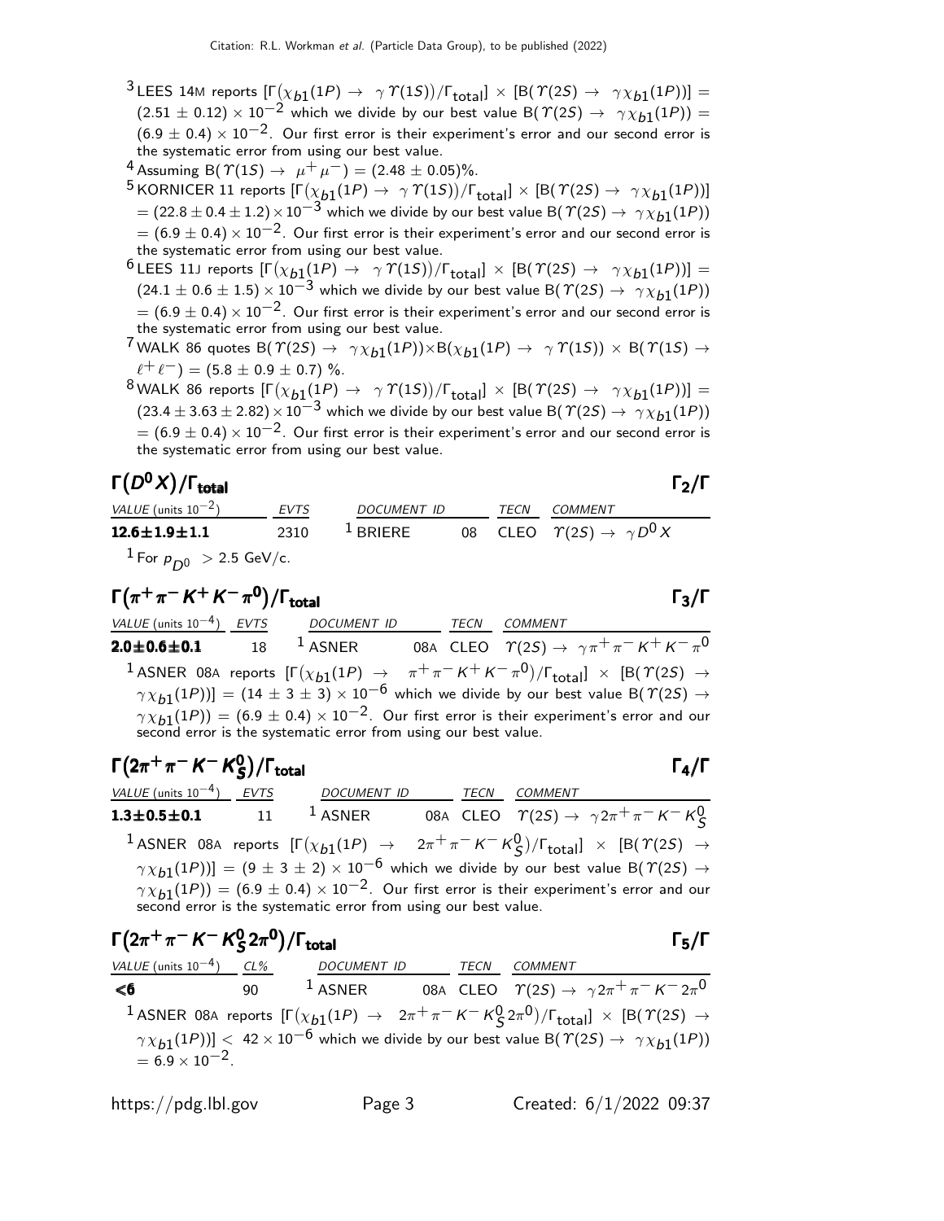[3] LEES 14M reports $[\Gamma(\chi_{b1}(1P) \to \gamma \Upsilon(1S))/\Gamma_{\text{total}}] \times [B(\Upsilon(2S) \to \gamma \chi_{b1}(1P))] = (2.51 \pm 0.12) \times 10^{-2}$ which we divide by our best value $B(\Upsilon(2S) \to \gamma \chi_{b1}(1P)) = (6.9 \pm 0.4) \times 10^{-2}$. Our first error is their experiment's error and our second error is the systematic error from using our best value.

[4] Assuming $B(\Upsilon(1S) \to \mu^+\mu^-) = (2.48 \pm 0.05)\%$.

[5] KORNICER 11 reports $[\Gamma(\chi_{b1}(1P) \to \gamma \Upsilon(1S))/\Gamma_{\text{total}}] \times [B(\Upsilon(2S) \to \gamma \chi_{b1}(1P))] = (22.8 \pm 0.4 \pm 1.2) \times 10^{-3}$ which we divide by our best value $B(\Upsilon(2S) \to \gamma \chi_{b1}(1P)) = (6.9 \pm 0.4) \times 10^{-2}$. Our first error is their experiment's error and our second error is the systematic error from using our best value.

[6] LEES 11J reports $[\Gamma(\chi_{b1}(1P) \to \gamma \Upsilon(1S))/\Gamma_{\text{total}}] \times [B(\Upsilon(2S) \to \gamma \chi_{b1}(1P))] = (24.1 \pm 0.6 \pm 1.5) \times 10^{-3}$ which we divide by our best value $B(\Upsilon(2S) \to \gamma \chi_{b1}(1P)) = (6.9 \pm 0.4) \times 10^{-2}$. Our first error is their experiment's error and our second error is the systematic error from using our best value.

[7] WALK 86 quotes $B(\Upsilon(2S) \to \gamma \chi_{b1}(1P)) \times B(\chi_{b1}(1P) \to \gamma \Upsilon(1S)) \times B(\Upsilon(1S) \to \ell^+\ell^-) = (5.8 \pm 0.9 \pm 0.7)$ %.

[8] WALK 86 reports $[\Gamma(\chi_{b1}(1P) \to \gamma \Upsilon(1S))/\Gamma_{\text{total}}] \times [B(\Upsilon(2S) \to \gamma \chi_{b1}(1P))] = (23.4 \pm 3.63 \pm 2.82) \times 10^{-3}$ which we divide by our best value $B(\Upsilon(2S) \to \gamma \chi_{b1}(1P)) = (6.9 \pm 0.4) \times 10^{-2}$. Our first error is their experiment's error and our second error is the systematic error from using our best value.

## $\Gamma(D^0 X)/\Gamma_{\text{total}}$ — $\Gamma_2/\Gamma$

| VALUE (units $10^{-2}$) | EVTS | DOCUMENT ID | | TECN | COMMENT |
|---|---|---|---|---|---|
| **12.6±1.9±1.1** | 2310 | [1] BRIERE | 08 | CLEO | $\Upsilon(2S) \to \gamma D^0 X$ |

[1] For $p_{D^0} > 2.5$ GeV/c.

## $\Gamma(\pi^+\pi^- K^+ K^- \pi^0)/\Gamma_{\text{total}}$ — $\Gamma_3/\Gamma$

| VALUE (units $10^{-4}$) | EVTS | DOCUMENT ID | | TECN | COMMENT |
|---|---|---|---|---|---|
| **2.0±0.6±0.1** | 18 | [1] ASNER | 08A | CLEO | $\Upsilon(2S) \to \gamma \pi^+\pi^- K^+ K^- \pi^0$ |

[1] ASNER 08A reports $[\Gamma(\chi_{b1}(1P) \to \pi^+\pi^- K^+ K^- \pi^0)/\Gamma_{\text{total}}] \times [B(\Upsilon(2S) \to \gamma \chi_{b1}(1P))] = (14 \pm 3 \pm 3) \times 10^{-6}$ which we divide by our best value $B(\Upsilon(2S) \to \gamma \chi_{b1}(1P)) = (6.9 \pm 0.4) \times 10^{-2}$. Our first error is their experiment's error and our second error is the systematic error from using our best value.

## $\Gamma(2\pi^+\pi^- K^- K^0_S)/\Gamma_{\text{total}}$ — $\Gamma_4/\Gamma$

| VALUE (units $10^{-4}$) | EVTS | DOCUMENT ID | | TECN | COMMENT |
|---|---|---|---|---|---|
| **1.3±0.5±0.1** | 11 | [1] ASNER | 08A | CLEO | $\Upsilon(2S) \to \gamma 2\pi^+\pi^- K^- K^0_S$ |

[1] ASNER 08A reports $[\Gamma(\chi_{b1}(1P) \to 2\pi^+\pi^- K^- K^0_S)/\Gamma_{\text{total}}] \times [B(\Upsilon(2S) \to \gamma \chi_{b1}(1P))] = (9 \pm 3 \pm 2) \times 10^{-6}$ which we divide by our best value $B(\Upsilon(2S) \to \gamma \chi_{b1}(1P)) = (6.9 \pm 0.4) \times 10^{-2}$. Our first error is their experiment's error and our second error is the systematic error from using our best value.

## $\Gamma(2\pi^+\pi^- K^- K^0_S 2\pi^0)/\Gamma_{\text{total}}$ — $\Gamma_5/\Gamma$

| VALUE (units $10^{-4}$) | CL% | DOCUMENT ID | | TECN | COMMENT |
|---|---|---|---|---|---|
| **<6** | 90 | [1] ASNER | 08A | CLEO | $\Upsilon(2S) \to \gamma 2\pi^+\pi^- K^- 2\pi^0$ |

[1] ASNER 08A reports $[\Gamma(\chi_{b1}(1P) \to 2\pi^+\pi^- K^- K^0_S 2\pi^0)/\Gamma_{\text{total}}] \times [B(\Upsilon(2S) \to \gamma \chi_{b1}(1P))] < 42 \times 10^{-6}$ which we divide by our best value $B(\Upsilon(2S) \to \gamma \chi_{b1}(1P)) = 6.9 \times 10^{-2}$.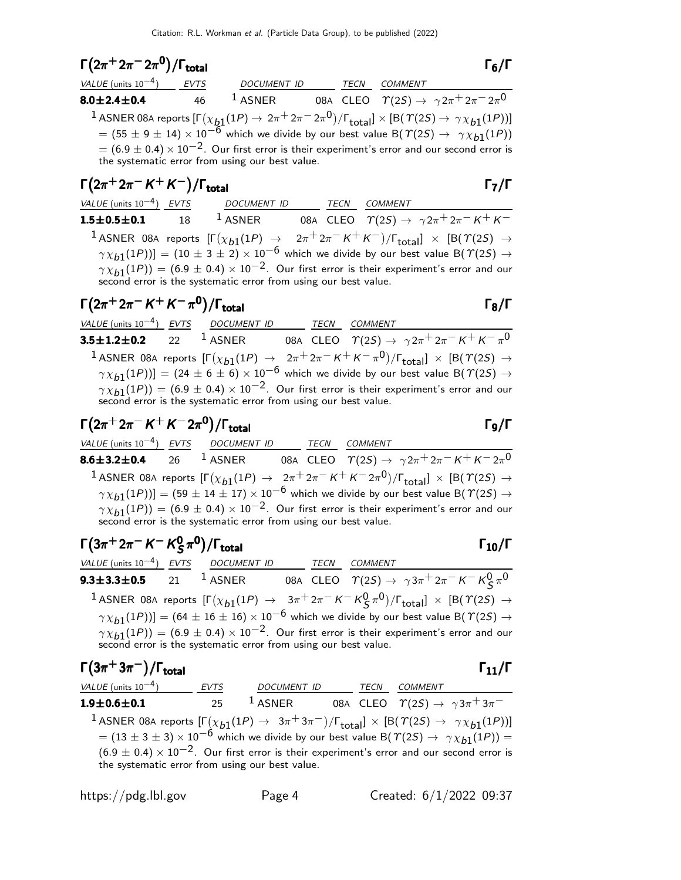## $\Gamma(2\pi^+ 2\pi^- 2\pi^0)/\Gamma_{total}$ $\Gamma_6/\Gamma$

| VALUE (units $10^{-4}$) | EVTS | DOCUMENT ID | | TECN | COMMENT |
|---|---|---|---|---|---|
| **8.0±2.4±0.4** | 46 | [1] ASNER | 08A | CLEO | $\Upsilon(2S) \to \gamma 2\pi^+ 2\pi^- 2\pi^0$ |

[1] ASNER 08A reports $[\Gamma(\chi_{b1}(1P) \to 2\pi^+ 2\pi^- 2\pi^0)/\Gamma_{total}] \times [B(\Upsilon(2S) \to \gamma\chi_{b1}(1P))] = (55 \pm 9 \pm 14) \times 10^{-6}$ which we divide by our best value $B(\Upsilon(2S) \to \gamma\chi_{b1}(1P)) = (6.9 \pm 0.4) \times 10^{-2}$. Our first error is their experiment's error and our second error is the systematic error from using our best value.

## $\Gamma(2\pi^+ 2\pi^- K^+ K^-)/\Gamma_{total}$ $\Gamma_7/\Gamma$

| VALUE (units $10^{-4}$) | EVTS | DOCUMENT ID | | TECN | COMMENT |
|---|---|---|---|---|---|
| **1.5±0.5±0.1** | 18 | [1] ASNER | 08A | CLEO | $\Upsilon(2S) \to \gamma 2\pi^+ 2\pi^- K^+ K^-$ |

[1] ASNER 08A reports $[\Gamma(\chi_{b1}(1P) \to 2\pi^+ 2\pi^- K^+ K^-)/\Gamma_{total}] \times [B(\Upsilon(2S) \to \gamma\chi_{b1}(1P))] = (10 \pm 3 \pm 2) \times 10^{-6}$ which we divide by our best value $B(\Upsilon(2S) \to \gamma\chi_{b1}(1P)) = (6.9 \pm 0.4) \times 10^{-2}$. Our first error is their experiment's error and our second error is the systematic error from using our best value.

## $\Gamma(2\pi^+ 2\pi^- K^+ K^- \pi^0)/\Gamma_{total}$ $\Gamma_8/\Gamma$

| VALUE (units $10^{-4}$) | EVTS | DOCUMENT ID | | TECN | COMMENT |
|---|---|---|---|---|---|
| **3.5±1.2±0.2** | 22 | [1] ASNER | 08A | CLEO | $\Upsilon(2S) \to \gamma 2\pi^+ 2\pi^- K^+ K^- \pi^0$ |

[1] ASNER 08A reports $[\Gamma(\chi_{b1}(1P) \to 2\pi^+ 2\pi^- K^+ K^- \pi^0)/\Gamma_{total}] \times [B(\Upsilon(2S) \to \gamma\chi_{b1}(1P))] = (24 \pm 6 \pm 6) \times 10^{-6}$ which we divide by our best value $B(\Upsilon(2S) \to \gamma\chi_{b1}(1P)) = (6.9 \pm 0.4) \times 10^{-2}$. Our first error is their experiment's error and our second error is the systematic error from using our best value.

## $\Gamma(2\pi^+ 2\pi^- K^+ K^- 2\pi^0)/\Gamma_{total}$ $\Gamma_9/\Gamma$

| VALUE (units $10^{-4}$) | EVTS | DOCUMENT ID | | TECN | COMMENT |
|---|---|---|---|---|---|
| **8.6±3.2±0.4** | 26 | [1] ASNER | 08A | CLEO | $\Upsilon(2S) \to \gamma 2\pi^+ 2\pi^- K^+ K^- 2\pi^0$ |

[1] ASNER 08A reports $[\Gamma(\chi_{b1}(1P) \to 2\pi^+ 2\pi^- K^+ K^- 2\pi^0)/\Gamma_{total}] \times [B(\Upsilon(2S) \to \gamma\chi_{b1}(1P))] = (59 \pm 14 \pm 17) \times 10^{-6}$ which we divide by our best value $B(\Upsilon(2S) \to \gamma\chi_{b1}(1P)) = (6.9 \pm 0.4) \times 10^{-2}$. Our first error is their experiment's error and our second error is the systematic error from using our best value.

## $\Gamma(3\pi^+ 2\pi^- K^- K^0_S \pi^0)/\Gamma_{total}$ $\Gamma_{10}/\Gamma$

| VALUE (units $10^{-4}$) | EVTS | DOCUMENT ID | | TECN | COMMENT |
|---|---|---|---|---|---|
| **9.3±3.3±0.5** | 21 | [1] ASNER | 08A | CLEO | $\Upsilon(2S) \to \gamma 3\pi^+ 2\pi^- K^- K^0_S \pi^0$ |

[1] ASNER 08A reports $[\Gamma(\chi_{b1}(1P) \to 3\pi^+ 2\pi^- K^- K^0_S \pi^0)/\Gamma_{total}] \times [B(\Upsilon(2S) \to \gamma\chi_{b1}(1P))] = (64 \pm 16 \pm 16) \times 10^{-6}$ which we divide by our best value $B(\Upsilon(2S) \to \gamma\chi_{b1}(1P)) = (6.9 \pm 0.4) \times 10^{-2}$. Our first error is their experiment's error and our second error is the systematic error from using our best value.

## $\Gamma(3\pi^+ 3\pi^-)/\Gamma_{total}$ $\Gamma_{11}/\Gamma$

| VALUE (units $10^{-4}$) | EVTS | DOCUMENT ID | | TECN | COMMENT |
|---|---|---|---|---|---|
| **1.9±0.6±0.1** | 25 | [1] ASNER | 08A | CLEO | $\Upsilon(2S) \to \gamma 3\pi^+ 3\pi^-$ |

[1] ASNER 08A reports $[\Gamma(\chi_{b1}(1P) \to 3\pi^+ 3\pi^-)/\Gamma_{total}] \times [B(\Upsilon(2S) \to \gamma\chi_{b1}(1P))] = (13 \pm 3 \pm 3) \times 10^{-6}$ which we divide by our best value $B(\Upsilon(2S) \to \gamma\chi_{b1}(1P)) = (6.9 \pm 0.4) \times 10^{-2}$. Our first error is their experiment's error and our second error is the systematic error from using our best value.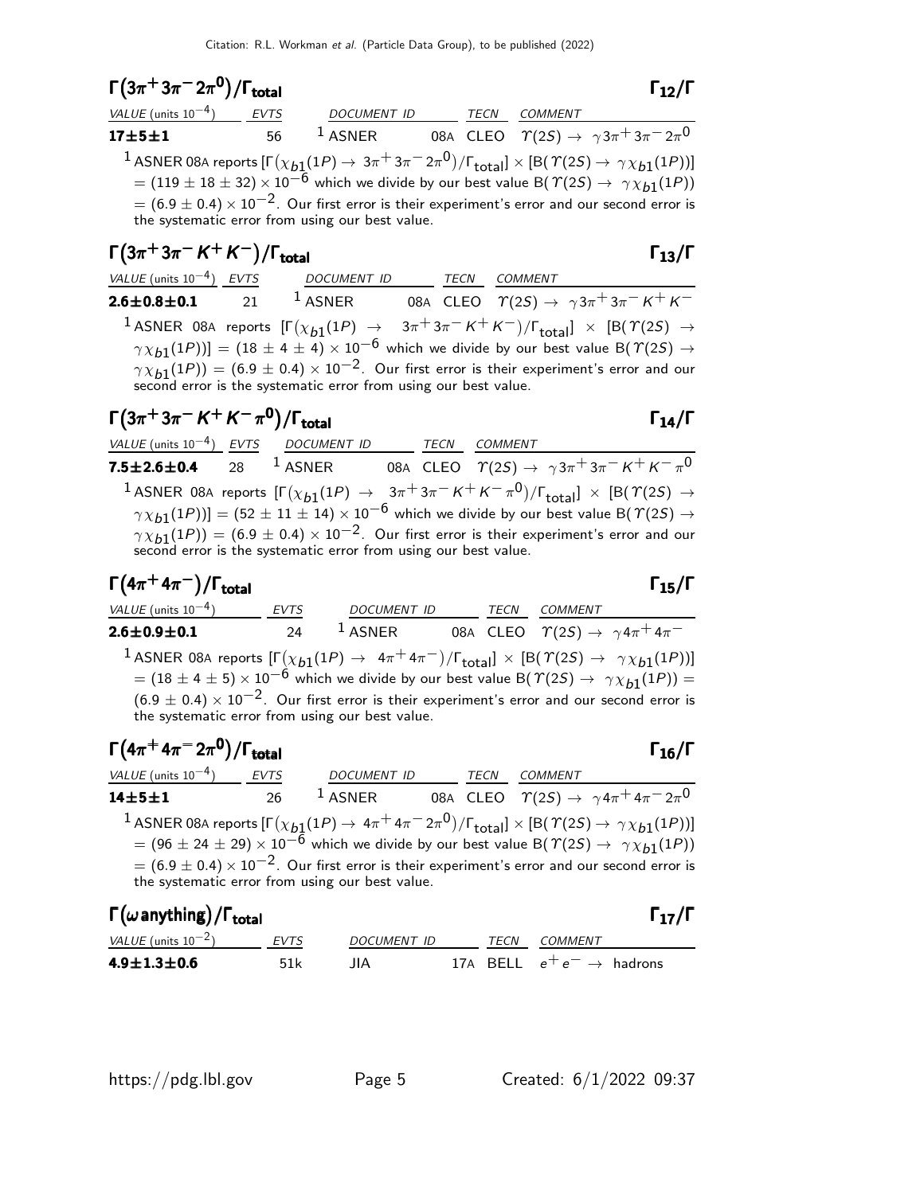### $\Gamma(3\pi^+3\pi^-2\pi^0)/\Gamma_{\text{total}}$ — $\Gamma_{12}/\Gamma$

| VALUE (units $10^{-4}$) | EVTS | DOCUMENT ID | | TECN | COMMENT |
|---|---|---|---|---|---|
| **17±5±1** | 56 | [1] ASNER | 08A | CLEO | $\Upsilon(2S) \to \gamma 3\pi^+3\pi^-2\pi^0$ |

[1] ASNER 08A reports $[\Gamma(\chi_{b1}(1P) \to 3\pi^+3\pi^-2\pi^0)/\Gamma_{\text{total}}] \times [B(\Upsilon(2S) \to \gamma\chi_{b1}(1P))] = (119 \pm 18 \pm 32) \times 10^{-6}$ which we divide by our best value $B(\Upsilon(2S) \to \gamma\chi_{b1}(1P)) = (6.9 \pm 0.4) \times 10^{-2}$. Our first error is their experiment's error and our second error is the systematic error from using our best value.

### $\Gamma(3\pi^+3\pi^-K^+K^-)/\Gamma_{\text{total}}$ — $\Gamma_{13}/\Gamma$

| VALUE (units $10^{-4}$) | EVTS | DOCUMENT ID | | TECN | COMMENT |
|---|---|---|---|---|---|
| **2.6±0.8±0.1** | 21 | [1] ASNER | 08A | CLEO | $\Upsilon(2S) \to \gamma 3\pi^+3\pi^-K^+K^-$ |

[1] ASNER 08A reports $[\Gamma(\chi_{b1}(1P) \to 3\pi^+3\pi^-K^+K^-)/\Gamma_{\text{total}}] \times [B(\Upsilon(2S) \to \gamma\chi_{b1}(1P))] = (18 \pm 4 \pm 4) \times 10^{-6}$ which we divide by our best value $B(\Upsilon(2S) \to \gamma\chi_{b1}(1P)) = (6.9 \pm 0.4) \times 10^{-2}$. Our first error is their experiment's error and our second error is the systematic error from using our best value.

### $\Gamma(3\pi^+3\pi^-K^+K^-\pi^0)/\Gamma_{\text{total}}$ — $\Gamma_{14}/\Gamma$

| VALUE (units $10^{-4}$) | EVTS | DOCUMENT ID | | TECN | COMMENT |
|---|---|---|---|---|---|
| **7.5±2.6±0.4** | 28 | [1] ASNER | 08A | CLEO | $\Upsilon(2S) \to \gamma 3\pi^+3\pi^-K^+K^-\pi^0$ |

[1] ASNER 08A reports $[\Gamma(\chi_{b1}(1P) \to 3\pi^+3\pi^-K^+K^-\pi^0)/\Gamma_{\text{total}}] \times [B(\Upsilon(2S) \to \gamma\chi_{b1}(1P))] = (52 \pm 11 \pm 14) \times 10^{-6}$ which we divide by our best value $B(\Upsilon(2S) \to \gamma\chi_{b1}(1P)) = (6.9 \pm 0.4) \times 10^{-2}$. Our first error is their experiment's error and our second error is the systematic error from using our best value.

### $\Gamma(4\pi^+4\pi^-)/\Gamma_{\text{total}}$ — $\Gamma_{15}/\Gamma$

| VALUE (units $10^{-4}$) | EVTS | DOCUMENT ID | | TECN | COMMENT |
|---|---|---|---|---|---|
| **2.6±0.9±0.1** | 24 | [1] ASNER | 08A | CLEO | $\Upsilon(2S) \to \gamma 4\pi^+4\pi^-$ |

[1] ASNER 08A reports $[\Gamma(\chi_{b1}(1P) \to 4\pi^+4\pi^-)/\Gamma_{\text{total}}] \times [B(\Upsilon(2S) \to \gamma\chi_{b1}(1P))] = (18 \pm 4 \pm 5) \times 10^{-6}$ which we divide by our best value $B(\Upsilon(2S) \to \gamma\chi_{b1}(1P)) = (6.9 \pm 0.4) \times 10^{-2}$. Our first error is their experiment's error and our second error is the systematic error from using our best value.

### $\Gamma(4\pi^+4\pi^-2\pi^0)/\Gamma_{\text{total}}$ — $\Gamma_{16}/\Gamma$

| VALUE (units $10^{-4}$) | EVTS | DOCUMENT ID | | TECN | COMMENT |
|---|---|---|---|---|---|
| **14±5±1** | 26 | [1] ASNER | 08A | CLEO | $\Upsilon(2S) \to \gamma 4\pi^+4\pi^-2\pi^0$ |

[1] ASNER 08A reports $[\Gamma(\chi_{b1}(1P) \to 4\pi^+4\pi^-2\pi^0)/\Gamma_{\text{total}}] \times [B(\Upsilon(2S) \to \gamma\chi_{b1}(1P))] = (96 \pm 24 \pm 29) \times 10^{-6}$ which we divide by our best value $B(\Upsilon(2S) \to \gamma\chi_{b1}(1P)) = (6.9 \pm 0.4) \times 10^{-2}$. Our first error is their experiment's error and our second error is the systematic error from using our best value.

### $\Gamma(\omega\,\text{anything})/\Gamma_{\text{total}}$ — $\Gamma_{17}/\Gamma$

| VALUE (units $10^{-2}$) | EVTS | DOCUMENT ID | | TECN | COMMENT |
|---|---|---|---|---|---|
| **4.9±1.3±0.6** | 51k | JIA | 17A | BELL | $e^+e^- \to$ hadrons |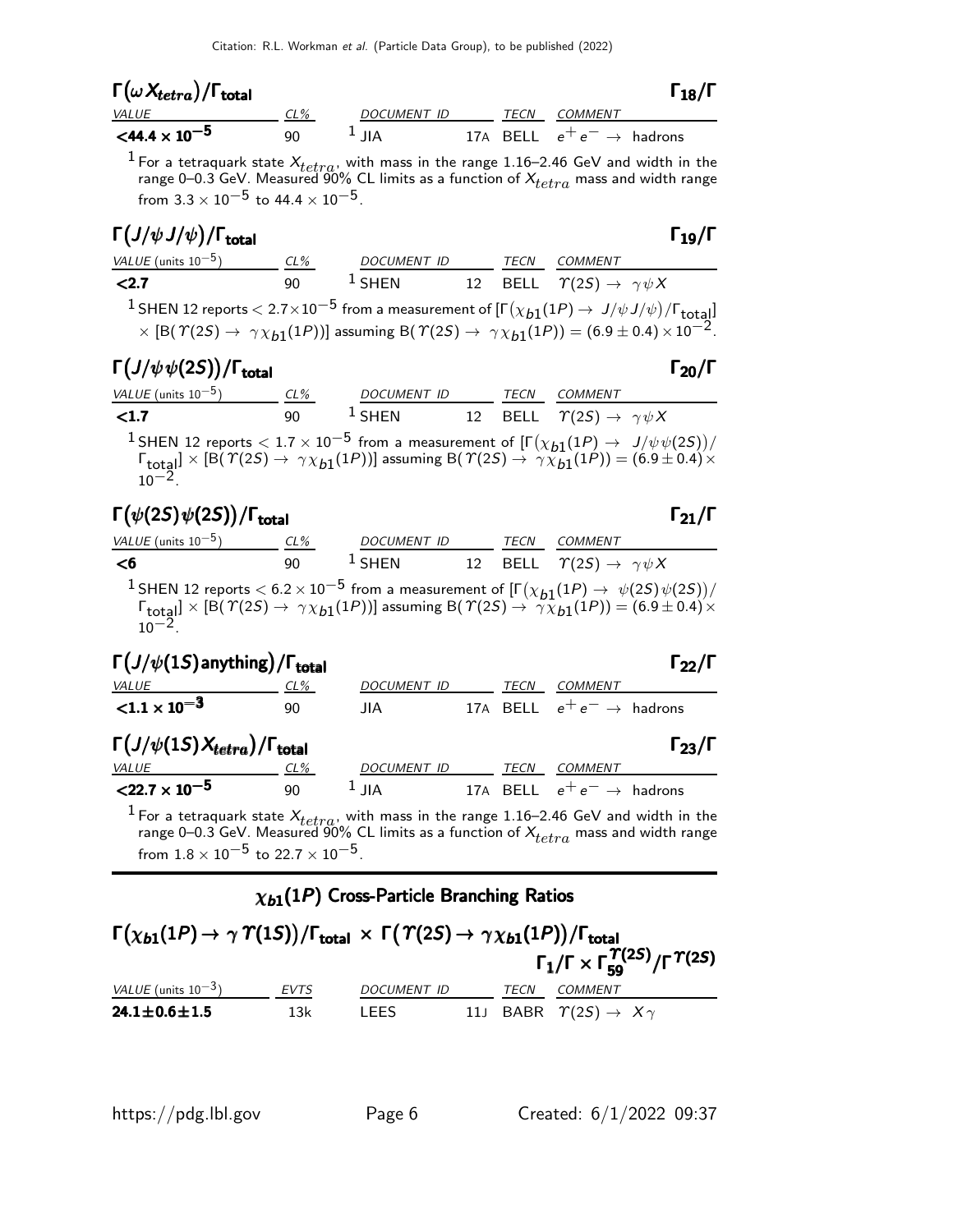## $\Gamma(\omega X_{tetra})/\Gamma_{\text{total}}$ $\Gamma_{18}/\Gamma$

| VALUE | CL% | DOCUMENT ID | | TECN | COMMENT |
|---|---|---|---|---|---|
| **$<44.4 \times 10^{-5}$** | 90 | [1] JIA | 17A | BELL | $e^+e^- \rightarrow$ hadrons |

[1] For a tetraquark state $X_{tetra}$, with mass in the range 1.16–2.46 GeV and width in the range 0–0.3 GeV. Measured 90% CL limits as a function of $X_{tetra}$ mass and width range from $3.3 \times 10^{-5}$ to $44.4 \times 10^{-5}$.

## $\Gamma(J/\psi J/\psi)/\Gamma_{\text{total}}$ $\Gamma_{19}/\Gamma$

| VALUE (units $10^{-5}$) | CL% | DOCUMENT ID | | TECN | COMMENT |
|---|---|---|---|---|---|
| **<2.7** | 90 | [1] SHEN | 12 | BELL | $\Upsilon(2S) \rightarrow \gamma \psi X$ |

[1] SHEN 12 reports $< 2.7 \times 10^{-5}$ from a measurement of $[\Gamma(\chi_{b1}(1P) \rightarrow J/\psi J/\psi)/\Gamma_{\text{total}}] \times [B(\Upsilon(2S) \rightarrow \gamma \chi_{b1}(1P))]$ assuming $B(\Upsilon(2S) \rightarrow \gamma \chi_{b1}(1P)) = (6.9 \pm 0.4) \times 10^{-2}$.

## $\Gamma(J/\psi \psi(2S))/\Gamma_{\text{total}}$ $\Gamma_{20}/\Gamma$

| VALUE (units $10^{-5}$) | CL% | DOCUMENT ID | | TECN | COMMENT |
|---|---|---|---|---|---|
| **<1.7** | 90 | [1] SHEN | 12 | BELL | $\Upsilon(2S) \rightarrow \gamma \psi X$ |

[1] SHEN 12 reports $< 1.7 \times 10^{-5}$ from a measurement of $[\Gamma(\chi_{b1}(1P) \rightarrow J/\psi \psi(2S))/\Gamma_{\text{total}}] \times [B(\Upsilon(2S) \rightarrow \gamma \chi_{b1}(1P))]$ assuming $B(\Upsilon(2S) \rightarrow \gamma \chi_{b1}(1P)) = (6.9 \pm 0.4) \times 10^{-2}$.

## $\Gamma(\psi(2S)\psi(2S))/\Gamma_{\text{total}}$ $\Gamma_{21}/\Gamma$

| VALUE (units $10^{-5}$) | CL% | DOCUMENT ID | | TECN | COMMENT |
|---|---|---|---|---|---|
| **<6** | 90 | [1] SHEN | 12 | BELL | $\Upsilon(2S) \rightarrow \gamma \psi X$ |

[1] SHEN 12 reports $< 6.2 \times 10^{-5}$ from a measurement of $[\Gamma(\chi_{b1}(1P) \rightarrow \psi(2S)\psi(2S))/\Gamma_{\text{total}}] \times [B(\Upsilon(2S) \rightarrow \gamma \chi_{b1}(1P))]$ assuming $B(\Upsilon(2S) \rightarrow \gamma \chi_{b1}(1P)) = (6.9 \pm 0.4) \times 10^{-2}$.

## $\Gamma(J/\psi(1S)\text{anything})/\Gamma_{\text{total}}$ $\Gamma_{22}/\Gamma$

| VALUE | CL% | DOCUMENT ID | | TECN | COMMENT |
|---|---|---|---|---|---|
| **$<1.1 \times 10^{-3}$** | 90 | JIA | 17A | BELL | $e^+e^- \rightarrow$ hadrons |

## $\Gamma(J/\psi(1S)X_{tetra})/\Gamma_{\text{total}}$ $\Gamma_{23}/\Gamma$

| VALUE | CL% | DOCUMENT ID | | TECN | COMMENT |
|---|---|---|---|---|---|
| **$<22.7 \times 10^{-5}$** | 90 | [1] JIA | 17A | BELL | $e^+e^- \rightarrow$ hadrons |

[1] For a tetraquark state $X_{tetra}$, with mass in the range 1.16–2.46 GeV and width in the range 0–0.3 GeV. Measured 90% CL limits as a function of $X_{tetra}$ mass and width range from $1.8 \times 10^{-5}$ to $22.7 \times 10^{-5}$.

# $\chi_{b1}(1P)$ Cross-Particle Branching Ratios

## $\Gamma(\chi_{b1}(1P) \rightarrow \gamma \Upsilon(1S))/\Gamma_{\text{total}} \times \Gamma(\Upsilon(2S) \rightarrow \gamma \chi_{b1}(1P))/\Gamma_{\text{total}}$ $\Gamma_1/\Gamma \times \Gamma_{59}^{\Upsilon(2S)}/\Gamma^{\Upsilon(2S)}$

| VALUE (units $10^{-3}$) | EVTS | DOCUMENT ID | | TECN | COMMENT |
|---|---|---|---|---|---|
| **$24.1 \pm 0.6 \pm 1.5$** | 13k | LEES | 11J | BABR | $\Upsilon(2S) \rightarrow X\gamma$ |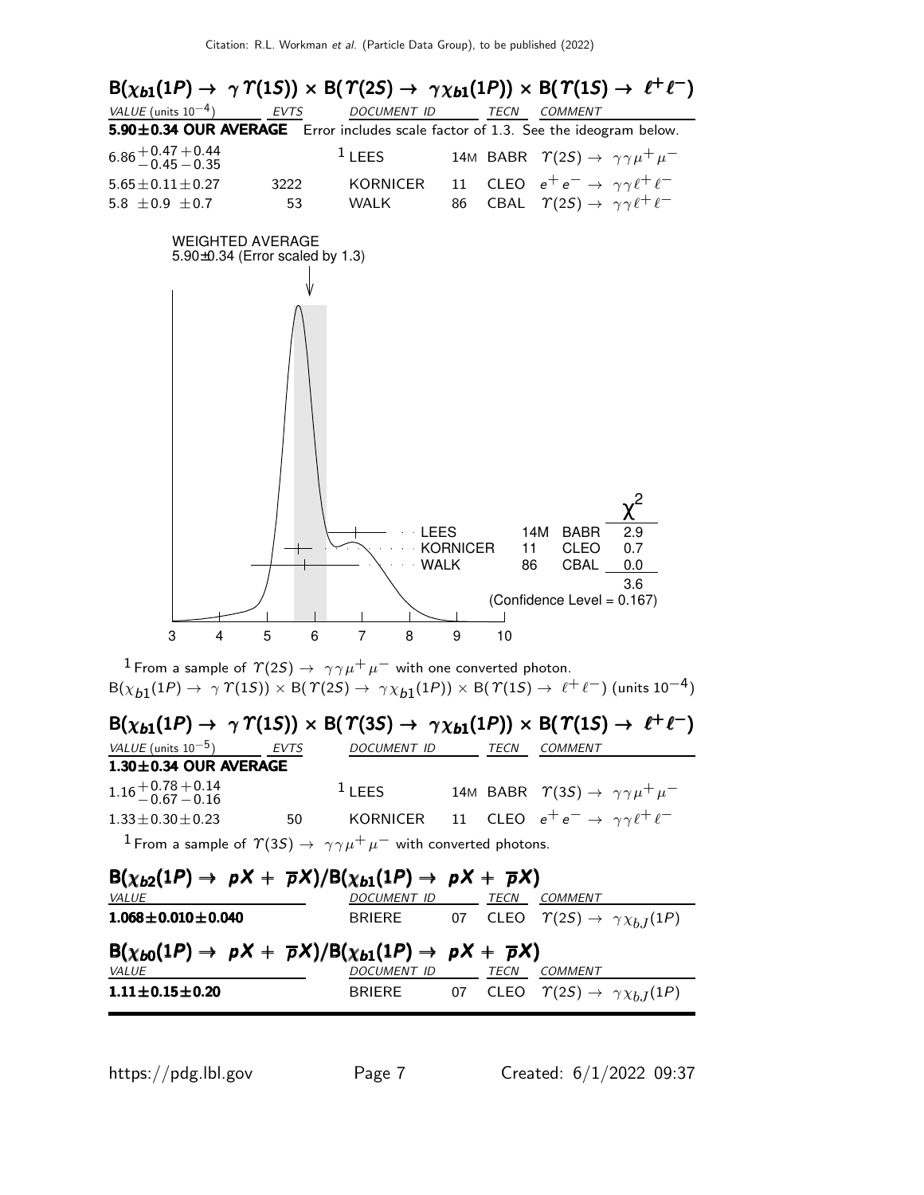### $B(\chi_{b1}(1P) \to \gamma \Upsilon(1S)) \times B(\Upsilon(2S) \to \gamma \chi_{b1}(1P)) \times B(\Upsilon(1S) \to \ell^+ \ell^-)$

| VALUE (units $10^{-4}$) | EVTS | DOCUMENT ID | | TECN | COMMENT |
|---|---|---|---|---|---|
| **5.90±0.34 OUR AVERAGE** | Error includes scale factor of 1.3. See the ideogram below. | | | | |
| $6.86^{+0.47}_{-0.45}{}^{+0.44}_{-0.35}$ | | [1] LEES | 14M | BABR | $\Upsilon(2S) \to \gamma\gamma\mu^+\mu^-$ |
| $5.65\pm0.11\pm0.27$ | 3222 | KORNICER | 11 | CLEO | $e^+e^- \to \gamma\gamma\ell^+\ell^-$ |
| $5.8 \pm0.9 \pm0.7$ | 53 | WALK | 86 | CBAL | $\Upsilon(2S) \to \gamma\gamma\ell^+\ell^-$ |

WEIGHTED AVERAGE
5.90±0.34 (Error scaled by 1.3)

| | | | $\chi^2$ |
|---|---|---|---|
| LEES | 14M | BABR | 2.9 |
| KORNICER | 11 | CLEO | 0.7 |
| WALK | 86 | CBAL | 0.0 |
| | | | 3.6 |

(Confidence Level = 0.167)

$B(\chi_{b1}(1P) \to \gamma \Upsilon(1S)) \times B(\Upsilon(2S) \to \gamma \chi_{b1}(1P)) \times B(\Upsilon(1S) \to \ell^+ \ell^-)$ (units $10^{-4}$)

[1] From a sample of $\Upsilon(2S) \to \gamma\gamma\mu^+\mu^-$ with one converted photon.

### $B(\chi_{b1}(1P) \to \gamma \Upsilon(1S)) \times B(\Upsilon(3S) \to \gamma \chi_{b1}(1P)) \times B(\Upsilon(1S) \to \ell^+ \ell^-)$

| VALUE (units $10^{-5}$) | EVTS | DOCUMENT ID | | TECN | COMMENT |
|---|---|---|---|---|---|
| **1.30±0.34 OUR AVERAGE** | | | | | |
| $1.16^{+0.78}_{-0.67}{}^{+0.14}_{-0.16}$ | | [1] LEES | 14M | BABR | $\Upsilon(3S) \to \gamma\gamma\mu^+\mu^-$ |
| $1.33\pm0.30\pm0.23$ | 50 | KORNICER | 11 | CLEO | $e^+e^- \to \gamma\gamma\ell^+\ell^-$ |

[1] From a sample of $\Upsilon(3S) \to \gamma\gamma\mu^+\mu^-$ with converted photons.

### $B(\chi_{b2}(1P) \to pX + \overline{p}X)/B(\chi_{b1}(1P) \to pX + \overline{p}X)$

| VALUE | DOCUMENT ID | | TECN | COMMENT |
|---|---|---|---|---|
| **1.068±0.010±0.040** | BRIERE | 07 | CLEO | $\Upsilon(2S) \to \gamma\chi_{bJ}(1P)$ |

### $B(\chi_{b0}(1P) \to pX + \overline{p}X)/B(\chi_{b1}(1P) \to pX + \overline{p}X)$

| VALUE | DOCUMENT ID | | TECN | COMMENT |
|---|---|---|---|---|
| **1.11±0.15±0.20** | BRIERE | 07 | CLEO | $\Upsilon(2S) \to \gamma\chi_{bJ}(1P)$ |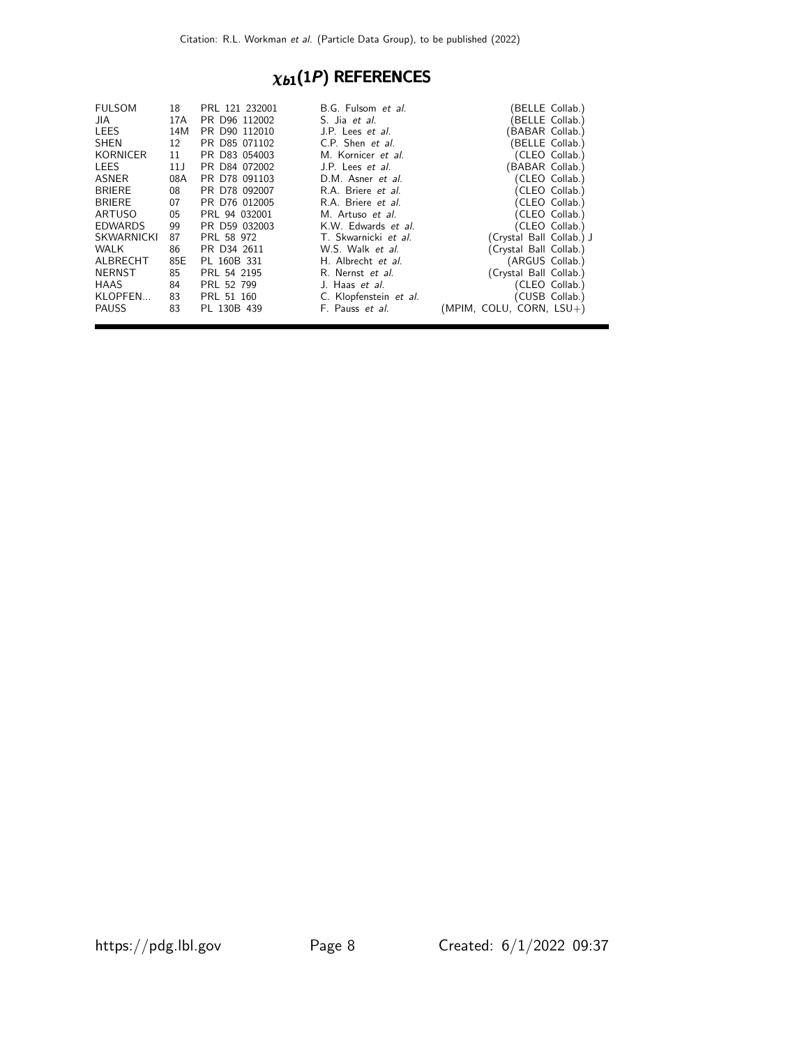# $\chi_{b1}(1P)$ REFERENCES

| | | | | |
|---|---|---|---|---|
| FULSOM | 18 | PRL 121 232001 | B.G. Fulsom *et al.* | (BELLE Collab.) |
| JIA | 17A | PR D96 112002 | S. Jia *et al.* | (BELLE Collab.) |
| LEES | 14M | PR D90 112010 | J.P. Lees *et al.* | (BABAR Collab.) |
| SHEN | 12 | PR D85 071102 | C.P. Shen *et al.* | (BELLE Collab.) |
| KORNICER | 11 | PR D83 054003 | M. Kornicer *et al.* | (CLEO Collab.) |
| LEES | 11J | PR D84 072002 | J.P. Lees *et al.* | (BABAR Collab.) |
| ASNER | 08A | PR D78 091103 | D.M. Asner *et al.* | (CLEO Collab.) |
| BRIERE | 08 | PR D78 092007 | R.A. Briere *et al.* | (CLEO Collab.) |
| BRIERE | 07 | PR D76 012005 | R.A. Briere *et al.* | (CLEO Collab.) |
| ARTUSO | 05 | PRL 94 032001 | M. Artuso *et al.* | (CLEO Collab.) |
| EDWARDS | 99 | PR D59 032003 | K.W. Edwards *et al.* | (CLEO Collab.) |
| SKWARNICKI | 87 | PRL 58 972 | T. Skwarnicki *et al.* | (Crystal Ball Collab.) J |
| WALK | 86 | PR D34 2611 | W.S. Walk *et al.* | (Crystal Ball Collab.) |
| ALBRECHT | 85E | PL 160B 331 | H. Albrecht *et al.* | (ARGUS Collab.) |
| NERNST | 85 | PRL 54 2195 | R. Nernst *et al.* | (Crystal Ball Collab.) |
| HAAS | 84 | PRL 52 799 | J. Haas *et al.* | (CLEO Collab.) |
| KLOPFEN... | 83 | PRL 51 160 | C. Klopfenstein *et al.* | (CUSB Collab.) |
| PAUSS | 83 | PL 130B 439 | F. Pauss *et al.* | (MPIM, COLU, CORN, LSU+) |